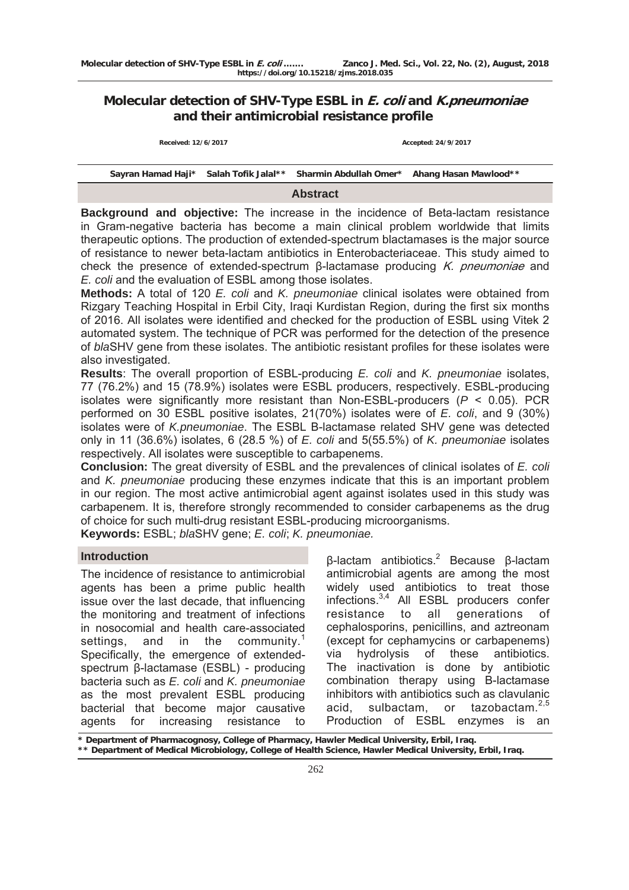# Molecular detection of SHV-Type ESBL in *E. coli* and *K.pneumoniae* and their antimicrobial resistance profile

Received: 12/6/2017 Accepted: 24/9/2017

Sayran Hamad Haji* Salah Tofik Jalal** Sharmin Abdullah Omer* Ahang Hasan Mawlood**

## Abstract

**Background and objective:** The increase in the incidence of Beta-lactam resistance in Gram-negative bacteria has become a main clinical problem worldwide that limits therapeutic options. The production of extended-spectrum blactamases is the major source of resistance to newer beta-lactam antibiotics in Enterobacteriaceae. This study aimed to check the presence of extended-spectrum β-lactamase producing *K. pneumoniae* and *E. coli* and the evaluation of ESBL among those isolates.

**Methods:** A total of 120 *E. coli* and *K. pneumoniae* clinical isolates were obtained from Rizgary Teaching Hospital in Erbil City, Iraqi Kurdistan Region, during the first six months of 2016. All isolates were identified and checked for the production of ESBL using Vitek 2 automated system. The technique of PCR was performed for the detection of the presence of *bla*SHV gene from these isolates. The antibiotic resistant profiles for these isolates were also investigated.

**Results**: The overall proportion of ESBL-producing *E. coli* and *K. pneumoniae* isolates, 77 (76.2%) and 15 (78.9%) isolates were ESBL producers, respectively. ESBL-producing isolates were significantly more resistant than Non-ESBL-producers ($P < 0.05$). PCR performed on 30 ESBL positive isolates, 21(70%) isolates were of *E. coli*, and 9 (30%) isolates were of *K.pneumoniae*. The ESBL B-lactamase related SHV gene was detected only in 11 (36.6%) isolates, 6 (28.5 %) of *E. coli* and 5(55.5%) of *K. pneumoniae* isolates respectively. All isolates were susceptible to carbapenems.

**Conclusion:** The great diversity of ESBL and the prevalences of clinical isolates of *E. coli* and *K. pneumoniae* producing these enzymes indicate that this is an important problem in our region. The most active antimicrobial agent against isolates used in this study was carbapenem. It is, therefore strongly recommended to consider carbapenems as the drug of choice for such multi-drug resistant ESBL-producing microorganisms.

**Keywords:** ESBL; *bla*SHV gene; *E. coli*; *K. pneumoniae.*

## Introduction

The incidence of resistance to antimicrobial agents has been a prime public health issue over the last decade, that influencing the monitoring and treatment of infections in nosocomial and health care-associated settings, and in the community.[1] Specifically, the emergence of extended-spectrum β-lactamase (ESBL) - producing bacteria such as *E. coli* and *K. pneumoniae* as the most prevalent ESBL producing bacterial that become major causative agents for increasing resistance to β-lactam antibiotics.[2] Because β-lactam antimicrobial agents are among the most widely used antibiotics to treat those infections.[3,4] All ESBL producers confer resistance to all generations of cephalosporins, penicillins, and aztreonam (except for cephamycins or carbapenems) via hydrolysis of these antibiotics. The inactivation is done by antibiotic combination therapy using B-lactamase inhibitors with antibiotics such as clavulanic acid, sulbactam, or tazobactam.[2,5] Production of ESBL enzymes is an

\* Department of Pharmacognosy, College of Pharmacy, Hawler Medical University, Erbil, Iraq.

\*\* Department of Medical Microbiology, College of Health Science, Hawler Medical University, Erbil, Iraq.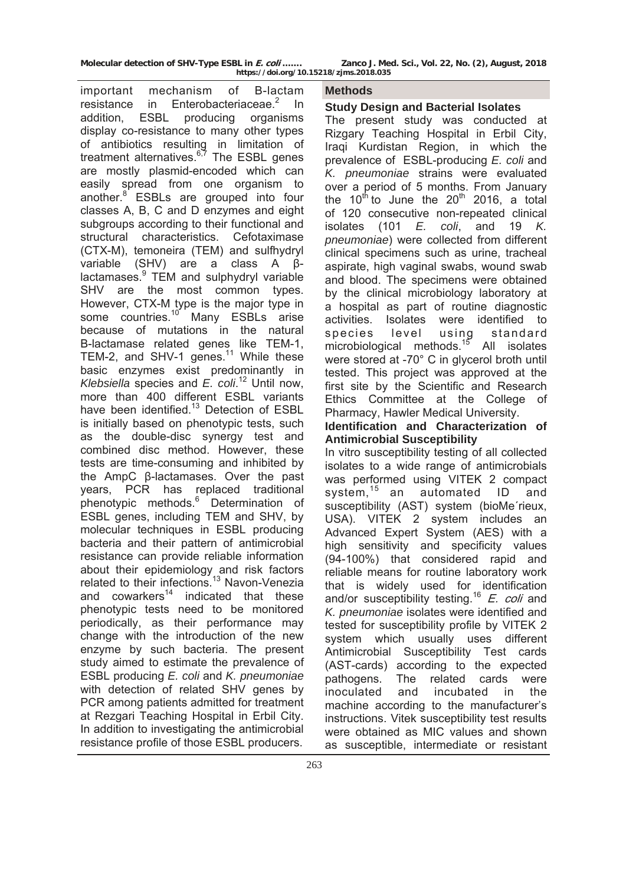important mechanism of Β-lactam resistance in Enterobacteriaceae.[2] In addition, ESBL producing organisms display co-resistance to many other types of antibiotics resulting in limitation of treatment alternatives.[6,7] The ESBL genes are mostly plasmid-encoded which can easily spread from one organism to another.[8] ESBLs are grouped into four classes A, B, C and D enzymes and eight subgroups according to their functional and structural characteristics. Cefotaximase (CTX-M), temoneira (TEM) and sulfhydryl variable (SHV) are a class A β-lactamases.[9] TEM and sulphydryl variable SHV are the most common types. However, CTX-M type is the major type in some countries.[10] Many ESBLs arise because of mutations in the natural Β-lactamase related genes like TEM-1, TEM-2, and SHV-1 genes.[11] While these basic enzymes exist predominantly in *Klebsiella* species and *E. coli*.[12] Until now, more than 400 different ESBL variants have been identified.[13] Detection of ESBL is initially based on phenotypic tests, such as the double-disc synergy test and combined disc method. However, these tests are time-consuming and inhibited by the AmpC β-lactamases. Over the past years, PCR has replaced traditional phenotypic methods.[6] Determination of ESBL genes, including TEM and SHV, by molecular techniques in ESBL producing bacteria and their pattern of antimicrobial resistance can provide reliable information about their epidemiology and risk factors related to their infections.[13] Navon-Venezia and cowarkers[14] indicated that these phenotypic tests need to be monitored periodically, as their performance may change with the introduction of the new enzyme by such bacteria. The present study aimed to estimate the prevalence of ESBL producing *E. coli* and *K. pneumoniae* with detection of related SHV genes by PCR among patients admitted for treatment at Rezgari Teaching Hospital in Erbil City. In addition to investigating the antimicrobial resistance profile of those ESBL producers.

## Methods

### Study Design and Bacterial Isolates

The present study was conducted at Rizgary Teaching Hospital in Erbil City, Iraqi Kurdistan Region, in which the prevalence of ESBL-producing *E. coli* and *K. pneumoniae* strains were evaluated over a period of 5 months. From January the 10th to June the 20th 2016, a total of 120 consecutive non-repeated clinical isolates (101 *E. coli*, and 19 *K. pneumoniae*) were collected from different clinical specimens such as urine, tracheal aspirate, high vaginal swabs, wound swab and blood. The specimens were obtained by the clinical microbiology laboratory at a hospital as part of routine diagnostic activities. Isolates were identified to species level using standard microbiological methods.[15] All isolates were stored at -70° C in glycerol broth until tested. This project was approved at the first site by the Scientific and Research Ethics Committee at the College of Pharmacy, Hawler Medical University.

### Identification and Characterization of Antimicrobial Susceptibility

In vitro susceptibility testing of all collected isolates to a wide range of antimicrobials was performed using VITEK 2 compact system,[15] an automated ID and susceptibility (AST) system (bioMe´rieux, USA). VITEK 2 system includes an Advanced Expert System (AES) with a high sensitivity and specificity values (94-100%) that considered rapid and reliable means for routine laboratory work that is widely used for identification and/or susceptibility testing.[16] *E. coli* and *K. pneumoniae* isolates were identified and tested for susceptibility profile by VITEK 2 system which usually uses different Antimicrobial Susceptibility Test cards (AST-cards) according to the expected pathogens. The related cards were inoculated and incubated in the machine according to the manufacturer's instructions. Vitek susceptibility test results were obtained as MIC values and shown as susceptible, intermediate or resistant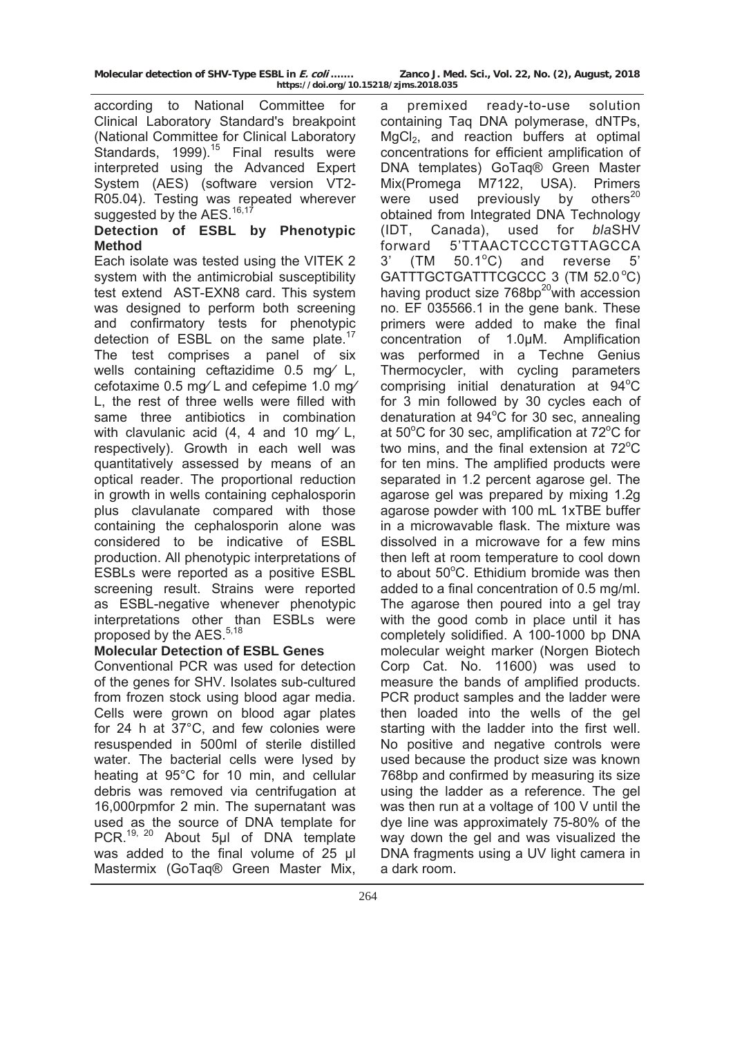according to National Committee for Clinical Laboratory Standard's breakpoint (National Committee for Clinical Laboratory Standards, 1999).[15] Final results were interpreted using the Advanced Expert System (AES) (software version VT2-R05.04). Testing was repeated wherever suggested by the AES.[16,17]

### Detection of ESBL by Phenotypic Method

Each isolate was tested using the VITEK 2 system with the antimicrobial susceptibility test extend AST-EXN8 card. This system was designed to perform both screening and confirmatory tests for phenotypic detection of ESBL on the same plate.[17] The test comprises a panel of six wells containing ceftazidime 0.5 mg⁄ L, cefotaxime 0.5 mg⁄ L and cefepime 1.0 mg⁄ L, the rest of three wells were filled with same three antibiotics in combination with clavulanic acid (4, 4 and 10 mg⁄ L, respectively). Growth in each well was quantitatively assessed by means of an optical reader. The proportional reduction in growth in wells containing cephalosporin plus clavulanate compared with those containing the cephalosporin alone was considered to be indicative of ESBL production. All phenotypic interpretations of ESBLs were reported as a positive ESBL screening result. Strains were reported as ESBL-negative whenever phenotypic interpretations other than ESBLs were proposed by the AES.[5,18]

### Molecular Detection of ESBL Genes

Conventional PCR was used for detection of the genes for SHV. Isolates sub-cultured from frozen stock using blood agar media. Cells were grown on blood agar plates for 24 h at 37°C, and few colonies were resuspended in 500ml of sterile distilled water. The bacterial cells were lysed by heating at 95°C for 10 min, and cellular debris was removed via centrifugation at 16,000rpmfor 2 min. The supernatant was used as the source of DNA template for PCR.[19, 20] About 5µl of DNA template was added to the final volume of 25 µl Mastermix (GoTaq® Green Master Mix, a premixed ready-to-use solution containing Taq DNA polymerase, dNTPs, $MgCl_2$, and reaction buffers at optimal concentrations for efficient amplification of DNA templates) GoTaq® Green Master Mix(Promega M7122, USA). Primers were used previously by others[20] obtained from Integrated DNA Technology (IDT, Canada), used for *bla*SHV forward 5'TTAACTCCCTGTTAGCCA 3' (TM 50.1°C) and reverse 5' GATTTGCTGATTTCGCCC 3 (TM 52.0°C) having product size 768bp[20] with accession no. EF 035566.1 in the gene bank. These primers were added to make the final concentration of 1.0µM. Amplification was performed in a Techne Genius Thermocycler, with cycling parameters comprising initial denaturation at 94°C for 3 min followed by 30 cycles each of denaturation at 94°C for 30 sec, annealing at 50°C for 30 sec, amplification at 72°C for two mins, and the final extension at 72°C for ten mins. The amplified products were separated in 1.2 percent agarose gel. The agarose gel was prepared by mixing 1.2g agarose powder with 100 mL 1xTBE buffer in a microwavable flask. The mixture was dissolved in a microwave for a few mins then left at room temperature to cool down to about 50°C. Ethidium bromide was then added to a final concentration of 0.5 mg/ml. The agarose then poured into a gel tray with the good comb in place until it has completely solidified. A 100-1000 bp DNA molecular weight marker (Norgen Biotech Corp Cat. No. 11600) was used to measure the bands of amplified products. PCR product samples and the ladder were then loaded into the wells of the gel starting with the ladder into the first well. No positive and negative controls were used because the product size was known 768bp and confirmed by measuring its size using the ladder as a reference. The gel was then run at a voltage of 100 V until the dye line was approximately 75-80% of the way down the gel and was visualized the DNA fragments using a UV light camera in a dark room.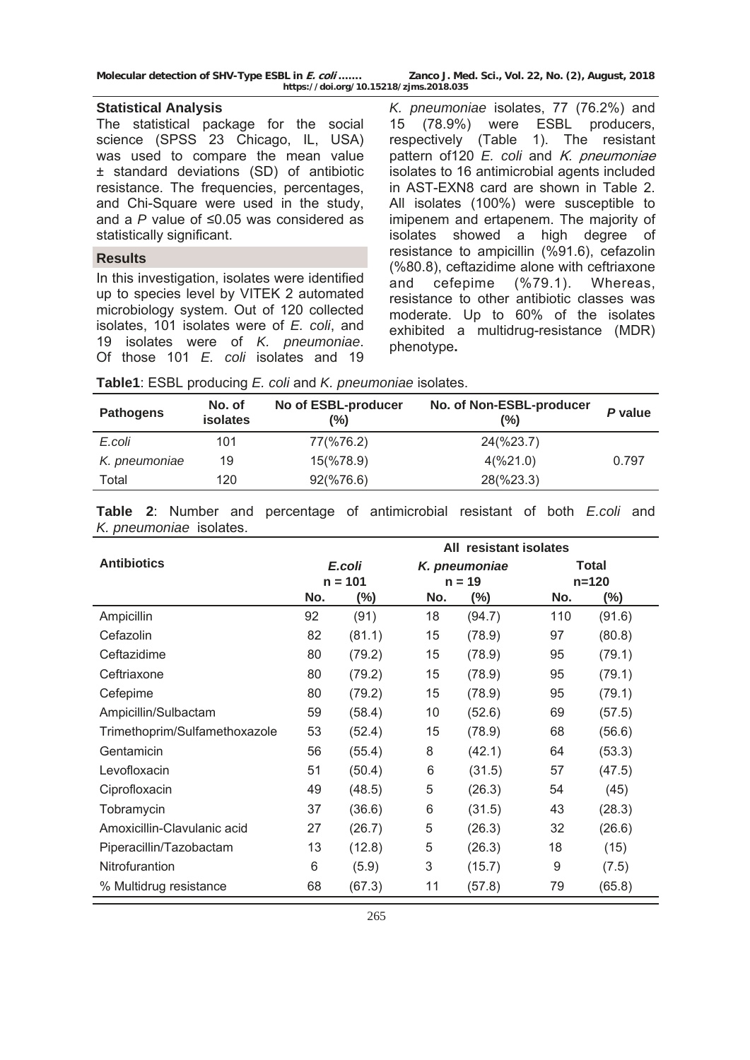## Statistical Analysis

The statistical package for the social science (SPSS 23 Chicago, IL, USA) was used to compare the mean value ± standard deviations (SD) of antibiotic resistance. The frequencies, percentages, and Chi-Square were used in the study, and a *P* value of ≤0.05 was considered as statistically significant.

## Results

In this investigation, isolates were identified up to species level by VITEK 2 automated microbiology system. Out of 120 collected isolates, 101 isolates were of *E. coli*, and 19 isolates were of *K. pneumoniae*. Of those 101 *E. coli* isolates and 19 *K. pneumoniae* isolates, 77 (76.2%) and 15 (78.9%) were ESBL producers, respectively (Table 1). The resistant pattern of120 *E. coli* and *K. pneumoniae* isolates to 16 antimicrobial agents included in AST-EXN8 card are shown in Table 2. All isolates (100%) were susceptible to imipenem and ertapenem. The majority of isolates showed a high degree of resistance to ampicillin (%91.6), cefazolin (%80.8), ceftazidime alone with ceftriaxone and cefepime (%79.1). Whereas, resistance to other antibiotic classes was moderate. Up to 60% of the isolates exhibited a multidrug-resistance (MDR) phenotype**.**

**Table1**: ESBL producing *E. coli* and *K. pneumoniae* isolates.

| Pathogens | No. of isolates | No of ESBL-producer (%) | No. of Non-ESBL-producer (%) | *P* value |
|---|---|---|---|---|
| *E.coli* | 101 | 77(%76.2) | 24(%23.7) | |
| *K. pneumoniae* | 19 | 15(%78.9) | 4(%21.0) | 0.797 |
| Total | 120 | 92(%76.6) | 28(%23.3) | |

**Table 2**: Number and percentage of antimicrobial resistant of both *E.coli* and *K. pneumoniae* isolates.

| Antibiotics | All resistant isolates | | | | | |
|---|---|---|---|---|---|---|
| | *E.coli* n = 101 | | *K. pneumoniae* n = 19 | | Total n=120 | |
| | No. | (%) | No. | (%) | No. | (%) |
| Ampicillin | 92 | (91) | 18 | (94.7) | 110 | (91.6) |
| Cefazolin | 82 | (81.1) | 15 | (78.9) | 97 | (80.8) |
| Ceftazidime | 80 | (79.2) | 15 | (78.9) | 95 | (79.1) |
| Ceftriaxone | 80 | (79.2) | 15 | (78.9) | 95 | (79.1) |
| Cefepime | 80 | (79.2) | 15 | (78.9) | 95 | (79.1) |
| Ampicillin/Sulbactam | 59 | (58.4) | 10 | (52.6) | 69 | (57.5) |
| Trimethoprim/Sulfamethoxazole | 53 | (52.4) | 15 | (78.9) | 68 | (56.6) |
| Gentamicin | 56 | (55.4) | 8 | (42.1) | 64 | (53.3) |
| Levofloxacin | 51 | (50.4) | 6 | (31.5) | 57 | (47.5) |
| Ciprofloxacin | 49 | (48.5) | 5 | (26.3) | 54 | (45) |
| Tobramycin | 37 | (36.6) | 6 | (31.5) | 43 | (28.3) |
| Amoxicillin-Clavulanic acid | 27 | (26.7) | 5 | (26.3) | 32 | (26.6) |
| Piperacillin/Tazobactam | 13 | (12.8) | 5 | (26.3) | 18 | (15) |
| Nitrofurantion | 6 | (5.9) | 3 | (15.7) | 9 | (7.5) |
| % Multidrug resistance | 68 | (67.3) | 11 | (57.8) | 79 | (65.8) |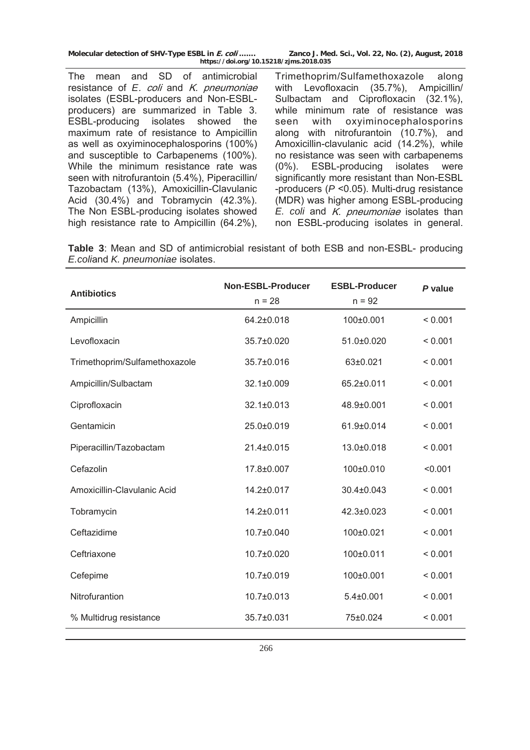The mean and SD of antimicrobial resistance of *E. coli* and *K. pneumoniae* isolates (ESBL-producers and Non-ESBL-producers) are summarized in Table 3. ESBL-producing isolates showed the maximum rate of resistance to Ampicillin as well as oxyiminocephalosporins (100%) and susceptible to Carbapenems (100%). While the minimum resistance rate was seen with nitrofurantoin (5.4%), Piperacillin/ Tazobactam (13%), Amoxicillin-Clavulanic Acid (30.4%) and Tobramycin (42.3%). The Non ESBL-producing isolates showed high resistance rate to Ampicillin (64.2%), Trimethoprim/Sulfamethoxazole along with Levofloxacin (35.7%), Ampicillin/ Sulbactam and Ciprofloxacin (32.1%), while minimum rate of resistance was seen with oxyiminocephalosporins along with nitrofurantoin (10.7%), and Amoxicillin-clavulanic acid (14.2%), while no resistance was seen with carbapenems (0%). ESBL-producing isolates were significantly more resistant than Non-ESBL -producers ($P$ <0.05). Multi-drug resistance (MDR) was higher among ESBL-producing *E. coli* and *K. pneumoniae* isolates than non ESBL-producing isolates in general.

**Table 3**: Mean and SD of antimicrobial resistant of both ESB and non-ESBL- producing *E.coli*and *K. pneumoniae* isolates.

| Antibiotics | Non-ESBL-Producer n = 28 | ESBL-Producer n = 92 | *P* value |
|---|---|---|---|
| Ampicillin | 64.2±0.018 | 100±0.001 | < 0.001 |
| Levofloxacin | 35.7±0.020 | 51.0±0.020 | < 0.001 |
| Trimethoprim/Sulfamethoxazole | 35.7±0.016 | 63±0.021 | < 0.001 |
| Ampicillin/Sulbactam | 32.1±0.009 | 65.2±0.011 | < 0.001 |
| Ciprofloxacin | 32.1±0.013 | 48.9±0.001 | < 0.001 |
| Gentamicin | 25.0±0.019 | 61.9±0.014 | < 0.001 |
| Piperacillin/Tazobactam | 21.4±0.015 | 13.0±0.018 | < 0.001 |
| Cefazolin | 17.8±0.007 | 100±0.010 | <0.001 |
| Amoxicillin-Clavulanic Acid | 14.2±0.017 | 30.4±0.043 | < 0.001 |
| Tobramycin | 14.2±0.011 | 42.3±0.023 | < 0.001 |
| Ceftazidime | 10.7±0.040 | 100±0.021 | < 0.001 |
| Ceftriaxone | 10.7±0.020 | 100±0.011 | < 0.001 |
| Cefepime | 10.7±0.019 | 100±0.001 | < 0.001 |
| Nitrofurantion | 10.7±0.013 | 5.4±0.001 | < 0.001 |
| % Multidrug resistance | 35.7±0.031 | 75±0.024 | < 0.001 |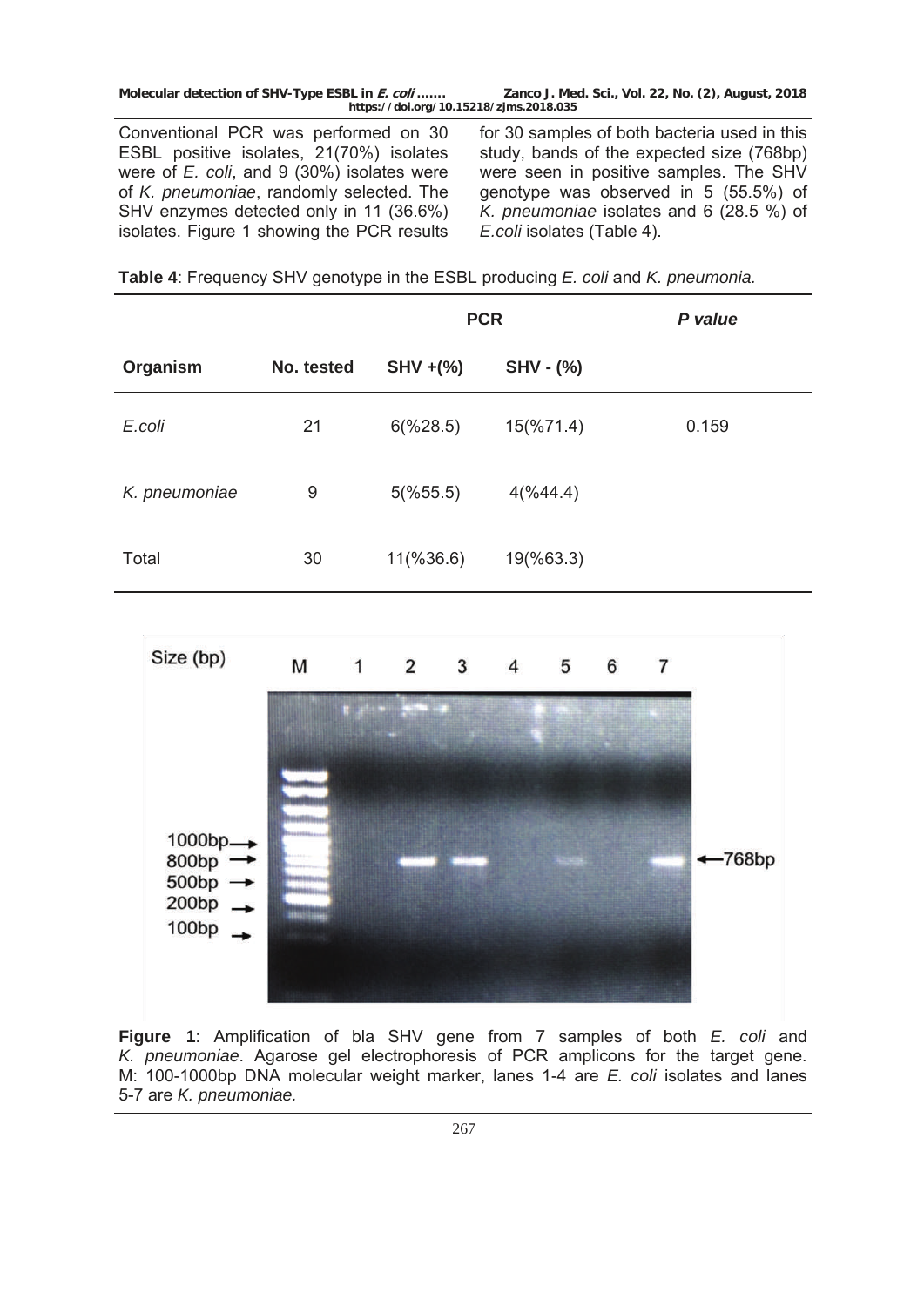Conventional PCR was performed on 30 ESBL positive isolates, 21(70%) isolates were of *E. coli*, and 9 (30%) isolates were of *K. pneumoniae*, randomly selected. The SHV enzymes detected only in 11 (36.6%) isolates. Figure 1 showing the PCR results for 30 samples of both bacteria used in this study, bands of the expected size (768bp) were seen in positive samples. The SHV genotype was observed in 5 (55.5%) of *K. pneumoniae* isolates and 6 (28.5 %) of *E.coli* isolates (Table 4).

**Table 4**: Frequency SHV genotype in the ESBL producing *E. coli* and *K. pneumonia.*

| | | PCR | | *P value* |
|---|---|---|---|---|
| **Organism** | **No. tested** | **SHV +(%)** | **SHV - (%)** | |
| *E.coli* | 21 | 6(%28.5) | 15(%71.4) | 0.159 |
| *K. pneumoniae* | 9 | 5(%55.5) | 4(%44.4) | |
| Total | 30 | 11(%36.6) | 19(%63.3) | |

**Figure 1**: Amplification of bla SHV gene from 7 samples of both *E. coli* and *K. pneumoniae*. Agarose gel electrophoresis of PCR amplicons for the target gene. M: 100-1000bp DNA molecular weight marker, lanes 1-4 are *E. coli* isolates and lanes 5-7 are *K. pneumoniae.*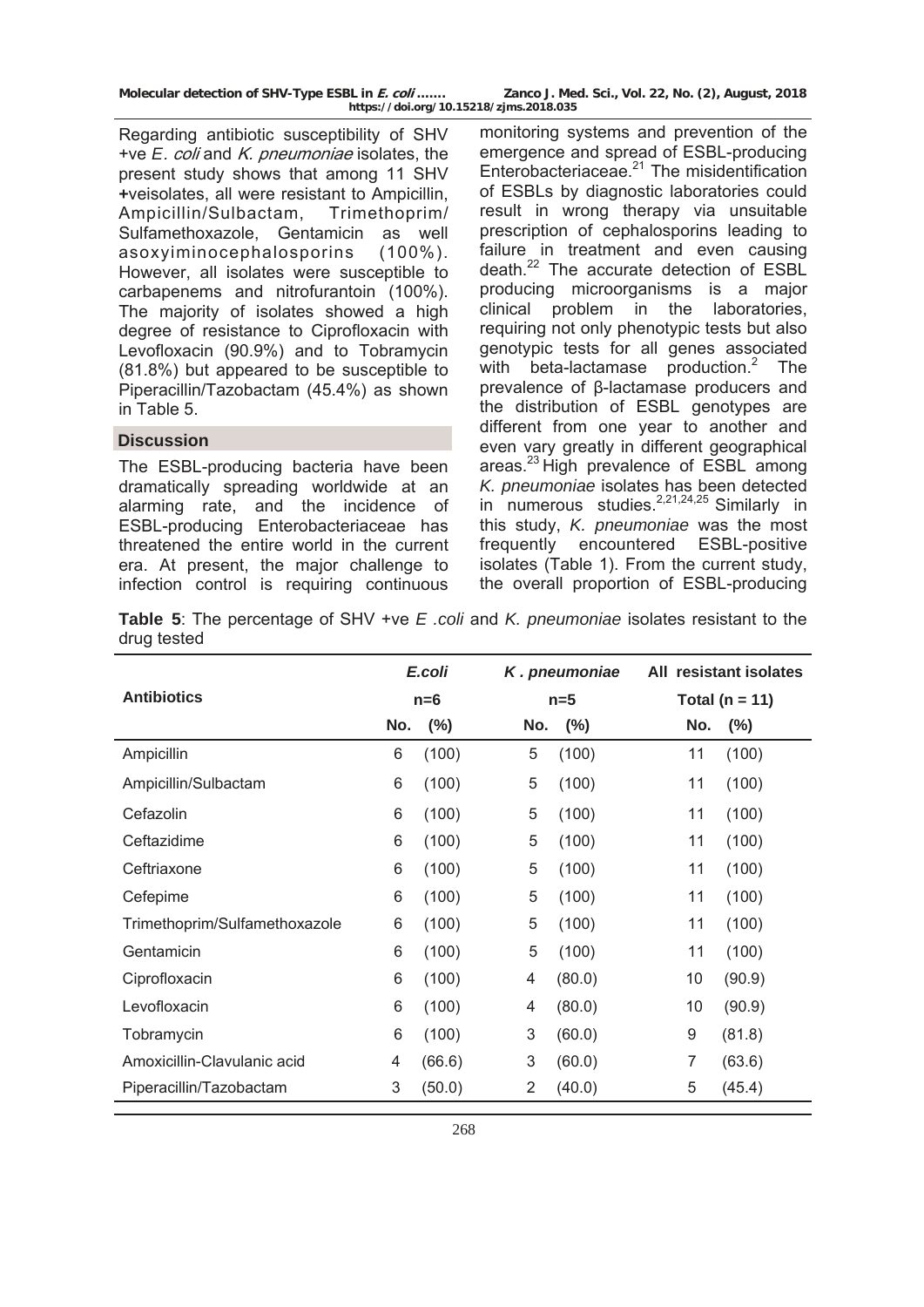Regarding antibiotic susceptibility of SHV +ve *E. coli* and *K. pneumoniae* isolates, the present study shows that among 11 SHV +veisolates, all were resistant to Ampicillin, Ampicillin/Sulbactam, Trimethoprim/ Sulfamethoxazole, Gentamicin as well asoxyiminocephalosporins (100%). However, all isolates were susceptible to carbapenems and nitrofurantoin (100%). The majority of isolates showed a high degree of resistance to Ciprofloxacin with Levofloxacin (90.9%) and to Tobramycin (81.8%) but appeared to be susceptible to Piperacillin/Tazobactam (45.4%) as shown in Table 5.

## Discussion

The ESBL-producing bacteria have been dramatically spreading worldwide at an alarming rate, and the incidence of ESBL-producing Enterobacteriaceae has threatened the entire world in the current era. At present, the major challenge to infection control is requiring continuous monitoring systems and prevention of the emergence and spread of ESBL-producing Enterobacteriaceae.[21] The misidentification of ESBLs by diagnostic laboratories could result in wrong therapy via unsuitable prescription of cephalosporins leading to failure in treatment and even causing death.[22] The accurate detection of ESBL producing microorganisms is a major clinical problem in the laboratories, requiring not only phenotypic tests but also genotypic tests for all genes associated with beta-lactamase production.[2] The prevalence of β-lactamase producers and the distribution of ESBL genotypes are different from one year to another and even vary greatly in different geographical areas.[23] High prevalence of ESBL among *K. pneumoniae* isolates has been detected in numerous studies.[2,21,24,25] Similarly in this study, *K. pneumoniae* was the most frequently encountered ESBL-positive isolates (Table 1). From the current study, the overall proportion of ESBL-producing

**Table 5**: The percentage of SHV +ve *E .coli* and *K. pneumoniae* isolates resistant to the drug tested

| Antibiotics | *E.coli* n=6 | | *K . pneumoniae* n=5 | | All resistant isolates Total (n = 11) | |
|---|---|---|---|---|---|---|
| | No. | (%) | No. | (%) | No. | (%) |
| Ampicillin | 6 | (100) | 5 | (100) | 11 | (100) |
| Ampicillin/Sulbactam | 6 | (100) | 5 | (100) | 11 | (100) |
| Cefazolin | 6 | (100) | 5 | (100) | 11 | (100) |
| Ceftazidime | 6 | (100) | 5 | (100) | 11 | (100) |
| Ceftriaxone | 6 | (100) | 5 | (100) | 11 | (100) |
| Cefepime | 6 | (100) | 5 | (100) | 11 | (100) |
| Trimethoprim/Sulfamethoxazole | 6 | (100) | 5 | (100) | 11 | (100) |
| Gentamicin | 6 | (100) | 5 | (100) | 11 | (100) |
| Ciprofloxacin | 6 | (100) | 4 | (80.0) | 10 | (90.9) |
| Levofloxacin | 6 | (100) | 4 | (80.0) | 10 | (90.9) |
| Tobramycin | 6 | (100) | 3 | (60.0) | 9 | (81.8) |
| Amoxicillin-Clavulanic acid | 4 | (66.6) | 3 | (60.0) | 7 | (63.6) |
| Piperacillin/Tazobactam | 3 | (50.0) | 2 | (40.0) | 5 | (45.4) |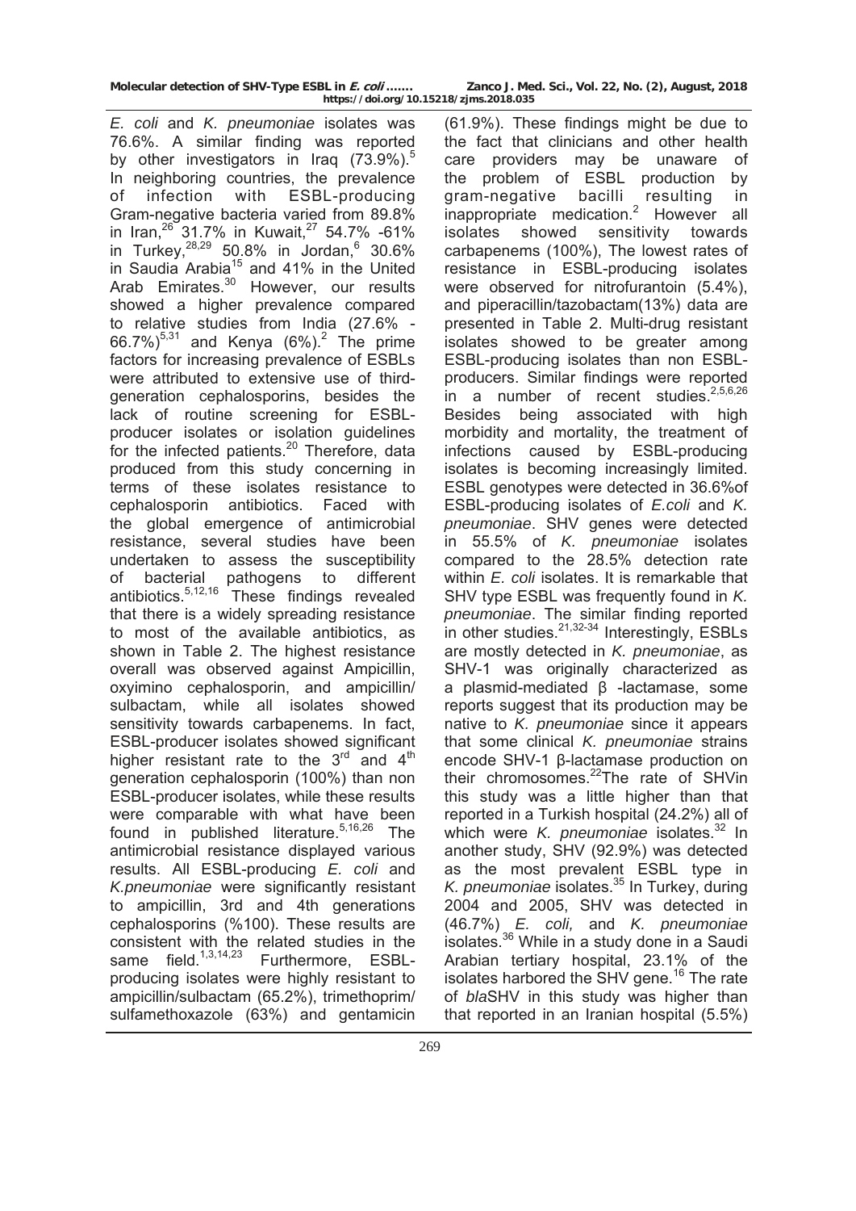*E. coli* and *K. pneumoniae* isolates was 76.6%. A similar finding was reported by other investigators in Iraq (73.9%).[5] In neighboring countries, the prevalence of infection with ESBL-producing Gram-negative bacteria varied from 89.8% in Iran,[26] 31.7% in Kuwait,[27] 54.7% -61% in Turkey,[28,29] 50.8% in Jordan,[6] 30.6% in Saudia Arabia[15] and 41% in the United Arab Emirates.[30] However, our results showed a higher prevalence compared to relative studies from India (27.6% - 66.7%)[5,31] and Kenya (6%).[2] The prime factors for increasing prevalence of ESBLs were attributed to extensive use of third-generation cephalosporins, besides the lack of routine screening for ESBL-producer isolates or isolation guidelines for the infected patients.[20] Therefore, data produced from this study concerning in terms of these isolates resistance to cephalosporin antibiotics. Faced with the global emergence of antimicrobial resistance, several studies have been undertaken to assess the susceptibility of bacterial pathogens to different antibiotics.[5,12,16] These findings revealed that there is a widely spreading resistance to most of the available antibiotics, as shown in Table 2. The highest resistance overall was observed against Ampicillin, oxyimino cephalosporin, and ampicillin/sulbactam, while all isolates showed sensitivity towards carbapenems. In fact, ESBL-producer isolates showed significant higher resistant rate to the 3rd and 4th generation cephalosporin (100%) than non ESBL-producer isolates, while these results were comparable with what have been found in published literature.[5,16,26] The antimicrobial resistance displayed various results. All ESBL-producing *E. coli* and *K.pneumoniae* were significantly resistant to ampicillin, 3rd and 4th generations cephalosporins (%100). These results are consistent with the related studies in the same field.[1,3,14,23] Furthermore, ESBL-producing isolates were highly resistant to ampicillin/sulbactam (65.2%), trimethoprim/sulfamethoxazole (63%) and gentamicin (61.9%). These findings might be due to the fact that clinicians and other health care providers may be unaware of the problem of ESBL production by gram-negative bacilli resulting in inappropriate medication.[2] However all isolates showed sensitivity towards carbapenems (100%), The lowest rates of resistance in ESBL-producing isolates were observed for nitrofurantoin (5.4%), and piperacillin/tazobactam(13%) data are presented in Table 2. Multi-drug resistant isolates showed to be greater among ESBL-producing isolates than non ESBL-producers. Similar findings were reported in a number of recent studies.[2,5,6,26] Besides being associated with high morbidity and mortality, the treatment of infections caused by ESBL-producing isolates is becoming increasingly limited. ESBL genotypes were detected in 36.6%of ESBL-producing isolates of *E.coli* and *K. pneumoniae*. SHV genes were detected in 55.5% of *K. pneumoniae* isolates compared to the 28.5% detection rate within *E. coli* isolates. It is remarkable that SHV type ESBL was frequently found in *K. pneumoniae*. The similar finding reported in other studies.[21,32-34] Interestingly, ESBLs are mostly detected in *K. pneumoniae*, as SHV-1 was originally characterized as a plasmid-mediated β -lactamase, some reports suggest that its production may be native to *K. pneumoniae* since it appears that some clinical *K. pneumoniae* strains encode SHV-1 β-lactamase production on their chromosomes.[22]The rate of SHVin this study was a little higher than that reported in a Turkish hospital (24.2%) all of which were *K. pneumoniae* isolates.[32] In another study, SHV (92.9%) was detected as the most prevalent ESBL type in *K. pneumoniae* isolates.[35] In Turkey, during 2004 and 2005, SHV was detected in (46.7%) *E. coli,* and *K. pneumoniae* isolates.[36] While in a study done in a Saudi Arabian tertiary hospital, 23.1% of the isolates harbored the SHV gene.[16] The rate of *bla*SHV in this study was higher than that reported in an Iranian hospital (5.5%)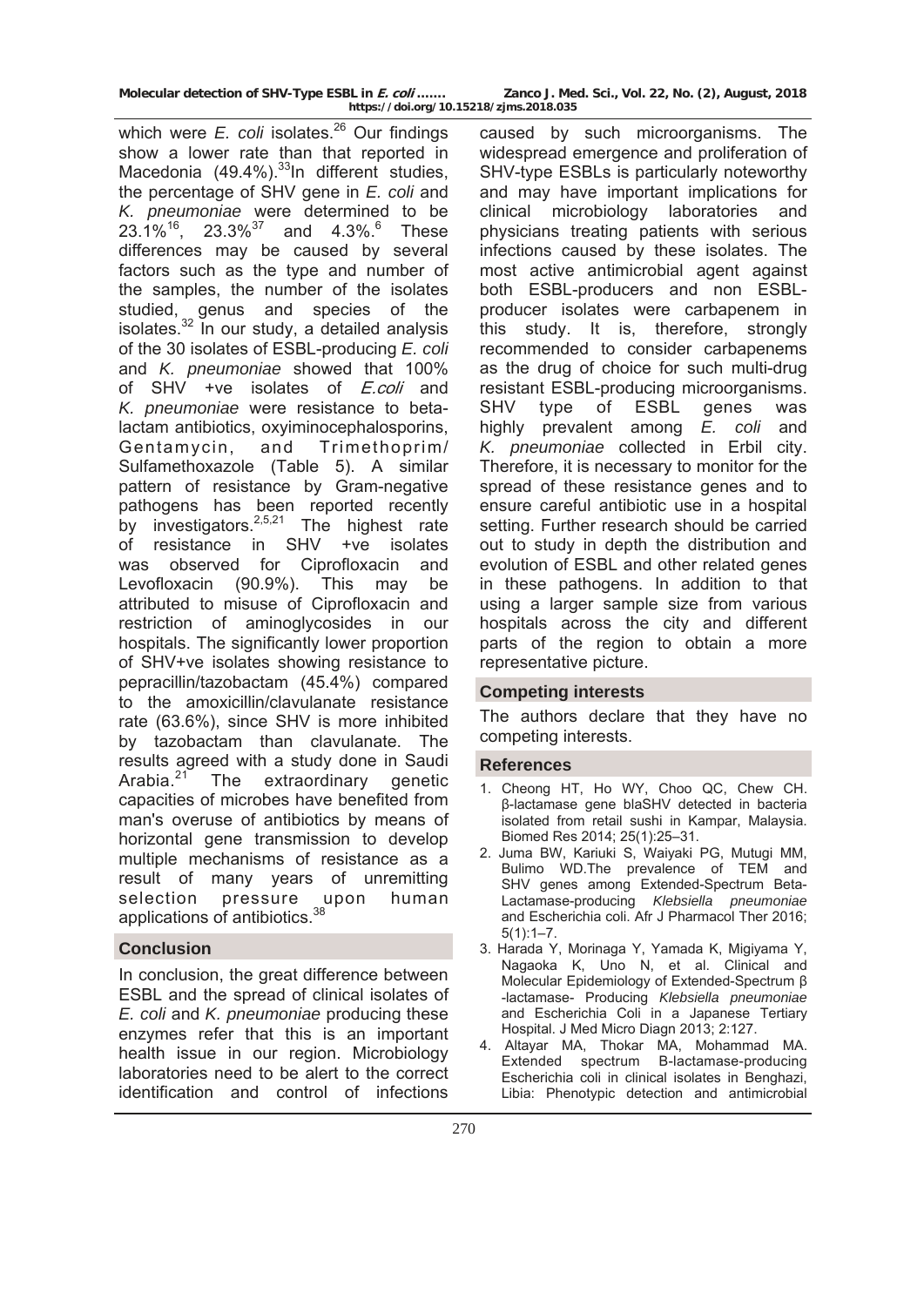which were *E. coli* isolates.[26] Our findings show a lower rate than that reported in Macedonia (49.4%).[33]In different studies, the percentage of SHV gene in *E. coli* and *K. pneumoniae* were determined to be 23.1%[16], 23.3%[37] and 4.3%.[6] These differences may be caused by several factors such as the type and number of the samples, the number of the isolates studied, genus and species of the isolates.[32] In our study, a detailed analysis of the 30 isolates of ESBL-producing *E. coli* and *K. pneumoniae* showed that 100% of SHV +ve isolates of *E.coli* and *K. pneumoniae* were resistance to beta-lactam antibiotics, oxyiminocephalosporins, Gentamycin, and Trimethoprim/ Sulfamethoxazole (Table 5). A similar pattern of resistance by Gram-negative pathogens has been reported recently by investigators.[2,5,21] The highest rate of resistance in SHV +ve isolates was observed for Ciprofloxacin and Levofloxacin (90.9%). This may be attributed to misuse of Ciprofloxacin and restriction of aminoglycosides in our hospitals. The significantly lower proportion of SHV+ve isolates showing resistance to pepracillin/tazobactam (45.4%) compared to the amoxicillin/clavulanate resistance rate (63.6%), since SHV is more inhibited by tazobactam than clavulanate. The results agreed with a study done in Saudi Arabia.[21] The extraordinary genetic capacities of microbes have benefited from man's overuse of antibiotics by means of horizontal gene transmission to develop multiple mechanisms of resistance as a result of many years of unremitting selection pressure upon human applications of antibiotics.[38]

## Conclusion

In conclusion, the great difference between ESBL and the spread of clinical isolates of *E. coli* and *K. pneumoniae* producing these enzymes refer that this is an important health issue in our region. Microbiology laboratories need to be alert to the correct identification and control of infections caused by such microorganisms. The widespread emergence and proliferation of SHV-type ESBLs is particularly noteworthy and may have important implications for clinical microbiology laboratories and physicians treating patients with serious infections caused by these isolates. The most active antimicrobial agent against both ESBL-producers and non ESBL-producer isolates were carbapenem in this study. It is, therefore, strongly recommended to consider carbapenems as the drug of choice for such multi-drug resistant ESBL-producing microorganisms. SHV type of ESBL genes was highly prevalent among *E. coli* and *K. pneumoniae* collected in Erbil city. Therefore, it is necessary to monitor for the spread of these resistance genes and to ensure careful antibiotic use in a hospital setting. Further research should be carried out to study in depth the distribution and evolution of ESBL and other related genes in these pathogens. In addition to that using a larger sample size from various hospitals across the city and different parts of the region to obtain a more representative picture.

## Competing interests

The authors declare that they have no competing interests.

## References

1. Cheong HT, Ho WY, Choo QC, Chew CH. β-lactamase gene blaSHV detected in bacteria isolated from retail sushi in Kampar, Malaysia. Biomed Res 2014; 25(1):25–31.
2. Juma BW, Kariuki S, Waiyaki PG, Mutugi MM, Bulimo WD.The prevalence of TEM and SHV genes among Extended-Spectrum Beta-Lactamase-producing *Klebsiella pneumoniae* and Escherichia coli. Afr J Pharmacol Ther 2016; 5(1):1–7.
3. Harada Y, Morinaga Y, Yamada K, Migiyama Y, Nagaoka K, Uno N, et al. Clinical and Molecular Epidemiology of Extended-Spectrum β -lactamase- Producing *Klebsiella pneumoniae* and Escherichia Coli in a Japanese Tertiary Hospital. J Med Micro Diagn 2013; 2:127.
4. Altayar MA, Thokar MA, Mohammad MA. Extended spectrum B-lactamase-producing Escherichia coli in clinical isolates in Benghazi, Libia: Phenotypic detection and antimicrobial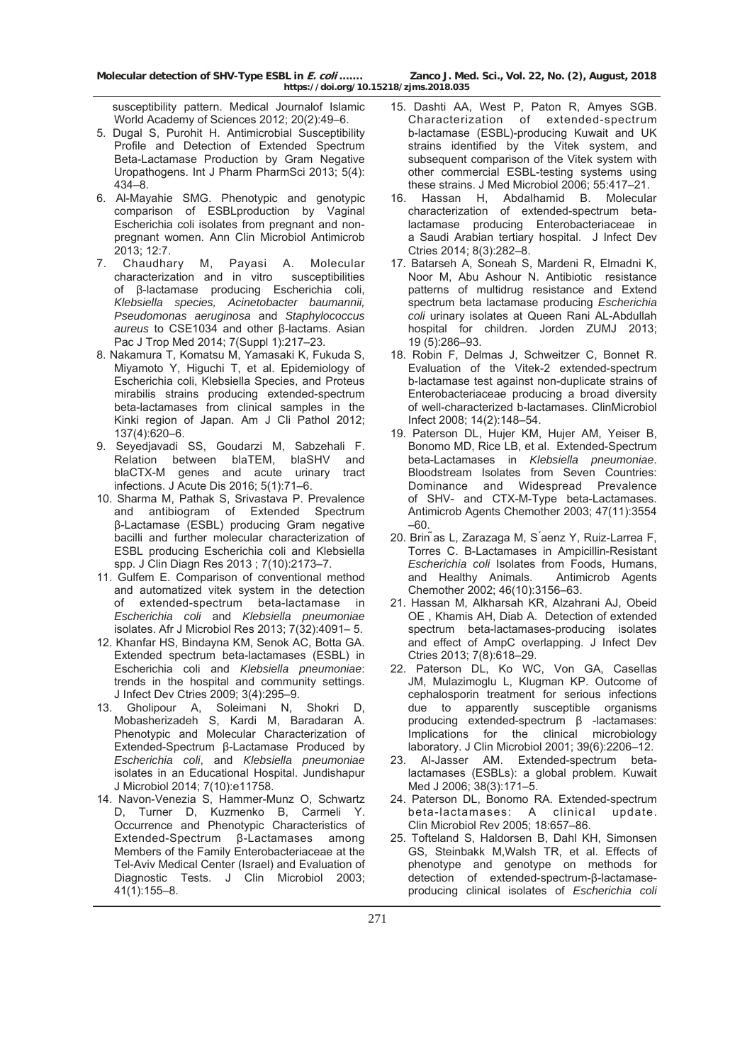susceptibility pattern. Medical Journalof Islamic World Academy of Sciences 2012; 20(2):49–6.

5. Dugal S, Purohit H. Antimicrobial Susceptibility Profile and Detection of Extended Spectrum Beta-Lactamase Production by Gram Negative Uropathogens. Int J Pharm PharmSci 2013; 5(4): 434–8.
6. Al-Mayahie SMG. Phenotypic and genotypic comparison of ESBLproduction by Vaginal Escherichia coli isolates from pregnant and non-pregnant women. Ann Clin Microbiol Antimicrob 2013; 12:7.
7. Chaudhary M, Payasi A. Molecular characterization and in vitro susceptibilities of β-lactamase producing Escherichia coli, *Klebsiella species, Acinetobacter baumannii, Pseudomonas aeruginosa* and *Staphylococcus aureus* to CSE1034 and other β-lactams. Asian Pac J Trop Med 2014; 7(Suppl 1):217–23.
8. Nakamura T, Komatsu M, Yamasaki K, Fukuda S, Miyamoto Y, Higuchi T, et al. Epidemiology of Escherichia coli, Klebsiella Species, and Proteus mirabilis strains producing extended-spectrum beta-lactamases from clinical samples in the Kinki region of Japan. Am J Cli Pathol 2012; 137(4):620–6.
9. Seyedjavadi SS, Goudarzi M, Sabzehali F. Relation between blaTEM, blaSHV and blaCTX-M genes and acute urinary tract infections. J Acute Dis 2016; 5(1):71–6.
10. Sharma M, Pathak S, Srivastava P. Prevalence and antibiogram of Extended Spectrum β-Lactamase (ESBL) producing Gram negative bacilli and further molecular characterization of ESBL producing Escherichia coli and Klebsiella spp. J Clin Diagn Res 2013 ; 7(10):2173–7.
11. Gulfem E. Comparison of conventional method and automatized vitek system in the detection of extended-spectrum beta-lactamase in *Escherichia coli* and *Klebsiella pneumoniae* isolates. Afr J Microbiol Res 2013; 7(32):4091– 5.
12. Khanfar HS, Bindayna KM, Senok AC, Botta GA. Extended spectrum beta-lactamases (ESBL) in Escherichia coli and *Klebsiella pneumoniae*: trends in the hospital and community settings. J Infect Dev Ctries 2009; 3(4):295–9.
13. Gholipour A, Soleimani N, Shokri D, Mobasherizadeh S, Kardi M, Baradaran A. Phenotypic and Molecular Characterization of Extended-Spectrum β-Lactamase Produced by *Escherichia coli*, and *Klebsiella pneumoniae* isolates in an Educational Hospital. Jundishapur J Microbiol 2014; 7(10):e11758.
14. Navon-Venezia S, Hammer-Munz O, Schwartz D, Turner D, Kuzmenko B, Carmeli Y. Occurrence and Phenotypic Characteristics of Extended-Spectrum β-Lactamases among Members of the Family Enterobacteriaceae at the Tel-Aviv Medical Center (Israel) and Evaluation of Diagnostic Tests. J Clin Microbiol 2003; 41(1):155–8.
15. Dashti AA, West P, Paton R, Amyes SGB. Characterization of extended-spectrum b-lactamase (ESBL)-producing Kuwait and UK strains identified by the Vitek system, and subsequent comparison of the Vitek system with other commercial ESBL-testing systems using these strains. J Med Microbiol 2006; 55:417–21.
16. Hassan H, Abdalhamid B. Molecular characterization of extended-spectrum beta-lactamase producing Enterobacteriaceae in a Saudi Arabian tertiary hospital. J Infect Dev Ctries 2014; 8(3):282–8.
17. Batarseh A, Soneah S, Mardeni R, Elmadni K, Noor M, Abu Ashour N. Antibiotic resistance patterns of multidrug resistance and Extend spectrum beta lactamase producing *Escherichia coli* urinary isolates at Queen Rani AL-Abdullah hospital for children. Jorden ZUMJ 2013; 19 (5):286–93.
18. Robin F, Delmas J, Schweitzer C, Bonnet R. Evaluation of the Vitek-2 extended-spectrum b-lactamase test against non-duplicate strains of Enterobacteriaceae producing a broad diversity of well-characterized b-lactamases. ClinMicrobiol Infect 2008; 14(2):148–54.
19. Paterson DL, Hujer KM, Hujer AM, Yeiser B, Bonomo MD, Rice LB, et al. Extended-Spectrum beta-Lactamases in *Klebsiella pneumoniae*. Bloodstream Isolates from Seven Countries: Dominance and Widespread Prevalence of SHV- and CTX-M-Type beta-Lactamases. Antimicrob Agents Chemother 2003; 47(11):3554–60.
20. Briñas L, Zarazaga M, Sáenz Y, Ruiz-Larrea F, Torres C. B-Lactamases in Ampicillin-Resistant *Escherichia coli* Isolates from Foods, Humans, and Healthy Animals. Antimicrob Agents Chemother 2002; 46(10):3156–63.
21. Hassan M, Alkharsah KR, Alzahrani AJ, Obeid OE , Khamis AH, Diab A. Detection of extended spectrum beta-lactamases-producing isolates and effect of AmpC overlapping. J Infect Dev Ctries 2013; 7(8):618–29.
22. Paterson DL, Ko WC, Von GA, Casellas JM, Mulazimoglu L, Klugman KP. Outcome of cephalosporin treatment for serious infections due to apparently susceptible organisms producing extended-spectrum β -lactamases: Implications for the clinical microbiology laboratory. J Clin Microbiol 2001; 39(6):2206–12.
23. Al-Jasser AM. Extended-spectrum beta-lactamases (ESBLs): a global problem. Kuwait Med J 2006; 38(3):171–5.
24. Paterson DL, Bonomo RA. Extended-spectrum beta-lactamases: A clinical update. Clin Microbiol Rev 2005; 18:657–86.
25. Tofteland S, Haldorsen B, Dahl KH, Simonsen GS, Steinbakk M,Walsh TR, et al. Effects of phenotype and genotype on methods for detection of extended-spectrum-β-lactamase-producing clinical isolates of *Escherichia coli*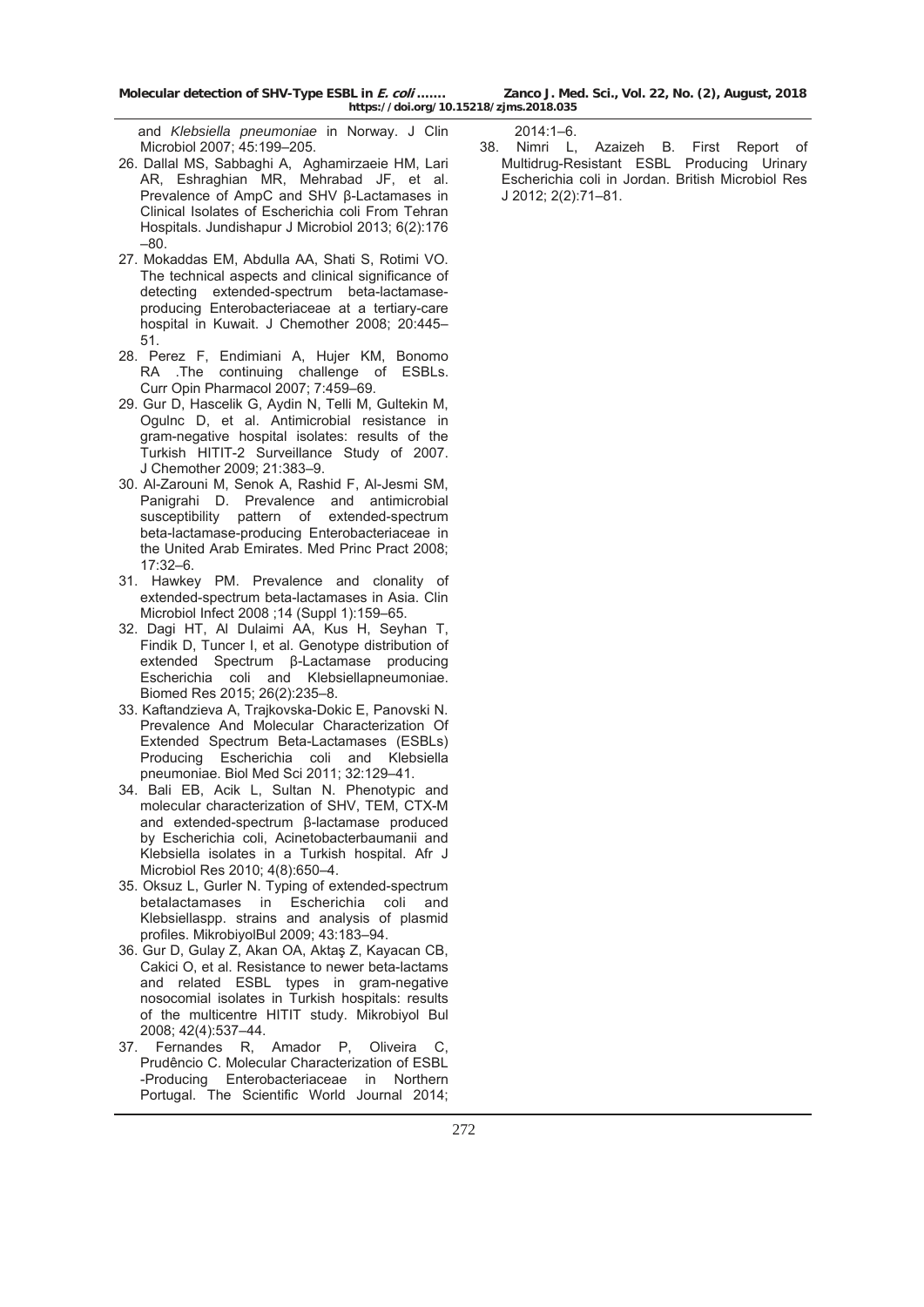and *Klebsiella pneumoniae* in Norway. J Clin Microbiol 2007; 45:199–205.

26. Dallal MS, Sabbaghi A, Aghamirzaeie HM, Lari AR, Eshraghian MR, Mehrabad JF, et al. Prevalence of AmpC and SHV β-Lactamases in Clinical Isolates of Escherichia coli From Tehran Hospitals. Jundishapur J Microbiol 2013; 6(2):176–80.
27. Mokaddas EM, Abdulla AA, Shati S, Rotimi VO. The technical aspects and clinical significance of detecting extended-spectrum beta-lactamase-producing Enterobacteriaceae at a tertiary-care hospital in Kuwait. J Chemother 2008; 20:445–51.
28. Perez F, Endimiani A, Hujer KM, Bonomo RA .The continuing challenge of ESBLs. Curr Opin Pharmacol 2007; 7:459–69.
29. Gur D, Hascelik G, Aydin N, Telli M, Gultekin M, Ogulnc D, et al. Antimicrobial resistance in gram-negative hospital isolates: results of the Turkish HITIT-2 Surveillance Study of 2007. J Chemother 2009; 21:383–9.
30. Al-Zarouni M, Senok A, Rashid F, Al-Jesmi SM, Panigrahi D. Prevalence and antimicrobial susceptibility pattern of extended-spectrum beta-lactamase-producing Enterobacteriaceae in the United Arab Emirates. Med Princ Pract 2008; 17:32–6.
31. Hawkey PM. Prevalence and clonality of extended-spectrum beta-lactamases in Asia. Clin Microbiol Infect 2008 ;14 (Suppl 1):159–65.
32. Dagi HT, Al Dulaimi AA, Kus H, Seyhan T, Findik D, Tuncer I, et al. Genotype distribution of extended Spectrum β-Lactamase producing Escherichia coli and Klebsiellapneumoniae. Biomed Res 2015; 26(2):235–8.
33. Kaftandzieva A, Trajkovska-Dokic E, Panovski N. Prevalence And Molecular Characterization Of Extended Spectrum Beta-Lactamases (ESBLs) Producing Escherichia coli and Klebsiella pneumoniae. Biol Med Sci 2011; 32:129–41.
34. Bali EB, Acik L, Sultan N. Phenotypic and molecular characterization of SHV, TEM, CTX-M and extended-spectrum β-lactamase produced by Escherichia coli, Acinetobacterbaumanii and Klebsiella isolates in a Turkish hospital. Afr J Microbiol Res 2010; 4(8):650–4.
35. Oksuz L, Gurler N. Typing of extended-spectrum betalactamases in Escherichia coli and Klebsiellaspp. strains and analysis of plasmid profiles. MikrobiyolBul 2009; 43:183–94.
36. Gur D, Gulay Z, Akan OA, Aktaş Z, Kayacan CB, Cakici O, et al. Resistance to newer beta-lactams and related ESBL types in gram-negative nosocomial isolates in Turkish hospitals: results of the multicentre HITIT study. Mikrobiyol Bul 2008; 42(4):537–44.
37. Fernandes R, Amador P, Oliveira C, Prudêncio C. Molecular Characterization of ESBL -Producing Enterobacteriaceae in Northern Portugal. The Scientific World Journal 2014; 2014:1–6.
38. Nimri L, Azaizeh B. First Report of Multidrug-Resistant ESBL Producing Urinary Escherichia coli in Jordan. British Microbiol Res J 2012; 2(2):71–81.